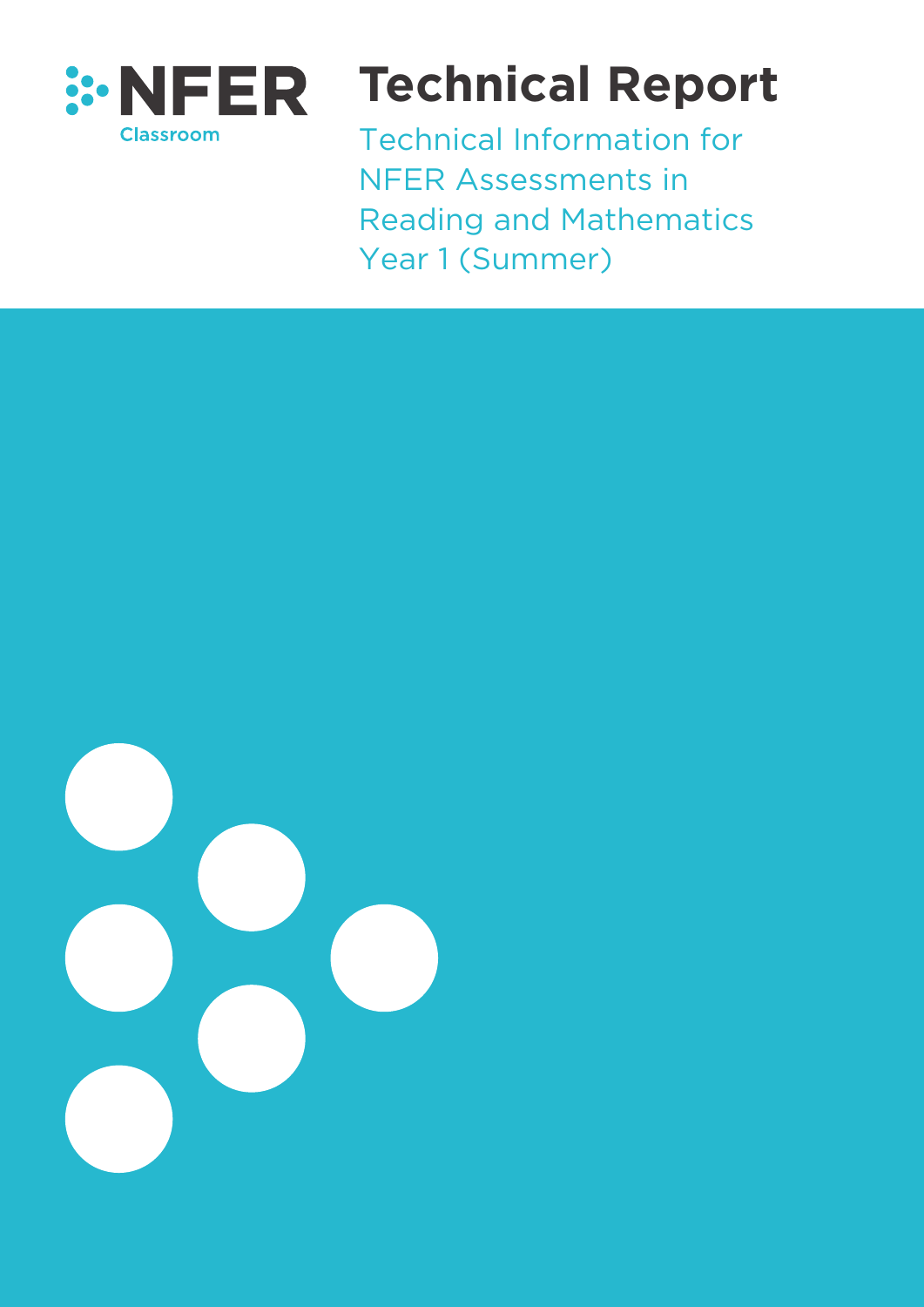NFER Classroom

# Technical Report

## Technical Information for NFER Assessments in Reading and Mathematics Year 1 (Summer)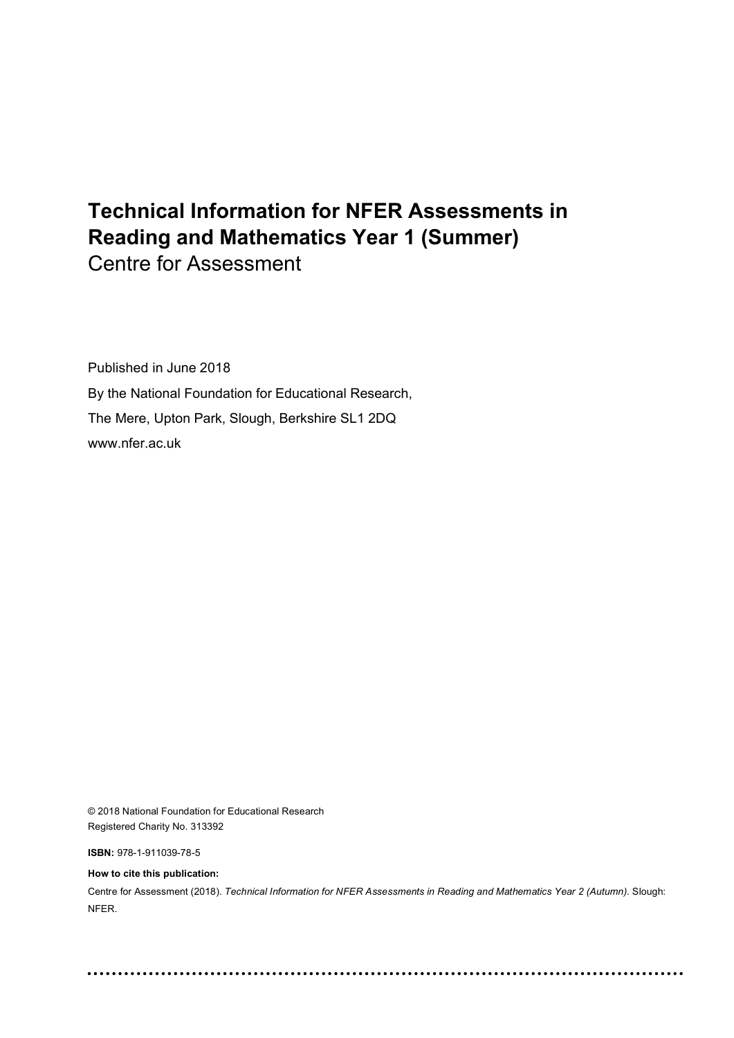# Technical Information for NFER Assessments in Reading and Mathematics Year 1 (Summer)

Centre for Assessment

Published in June 2018

By the National Foundation for Educational Research,

The Mere, Upton Park, Slough, Berkshire SL1 2DQ

www.nfer.ac.uk

© 2018 National Foundation for Educational Research

Registered Charity No. 313392

**ISBN:** 978-1-911039-78-5

**How to cite this publication:**

Centre for Assessment (2018). *Technical Information for NFER Assessments in Reading and Mathematics Year 2 (Autumn)*. Slough: NFER.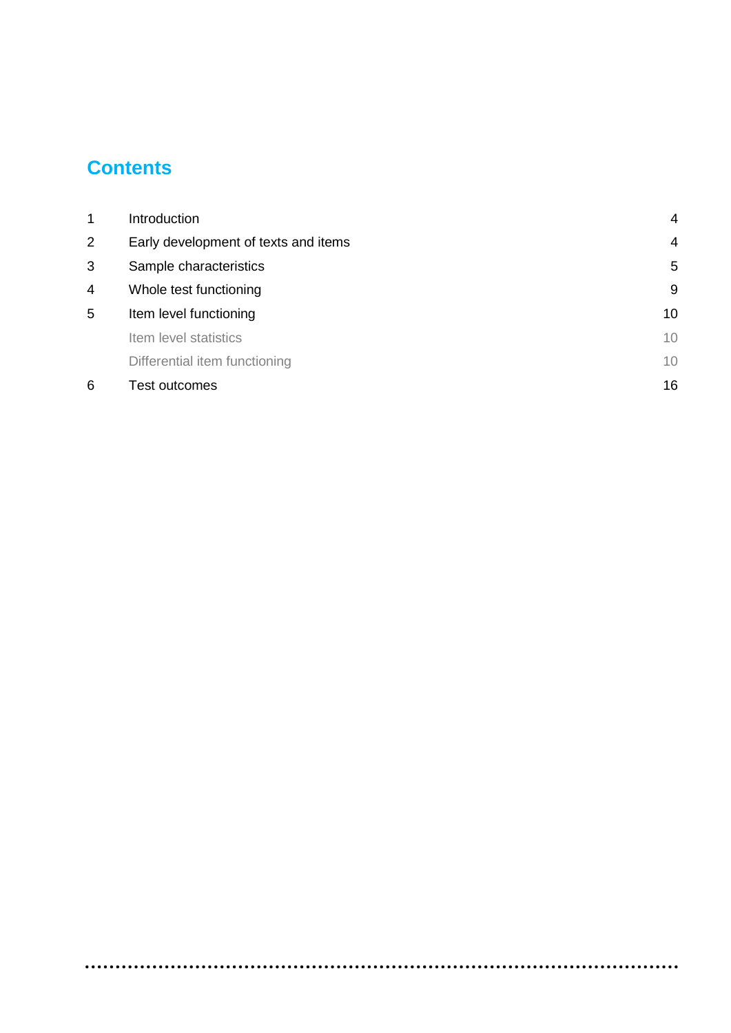# Contents

| | | |
|---|---|---|
| 1 | Introduction | 4 |
| 2 | Early development of texts and items | 4 |
| 3 | Sample characteristics | 5 |
| 4 | Whole test functioning | 9 |
| 5 | Item level functioning | 10 |
| | Item level statistics | 10 |
| | Differential item functioning | 10 |
| 6 | Test outcomes | 16 |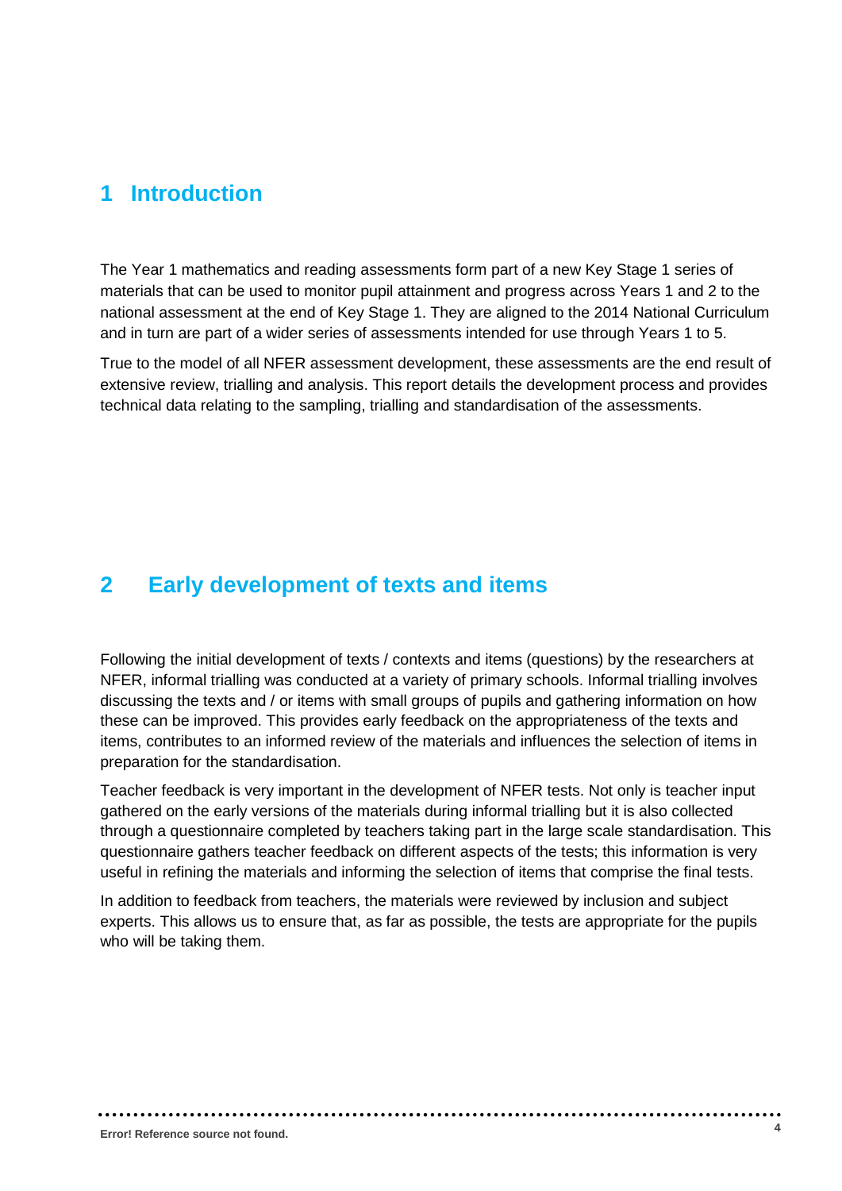# 1 Introduction

The Year 1 mathematics and reading assessments form part of a new Key Stage 1 series of materials that can be used to monitor pupil attainment and progress across Years 1 and 2 to the national assessment at the end of Key Stage 1. They are aligned to the 2014 National Curriculum and in turn are part of a wider series of assessments intended for use through Years 1 to 5.

True to the model of all NFER assessment development, these assessments are the end result of extensive review, trialling and analysis. This report details the development process and provides technical data relating to the sampling, trialling and standardisation of the assessments.

# 2 Early development of texts and items

Following the initial development of texts / contexts and items (questions) by the researchers at NFER, informal trialling was conducted at a variety of primary schools. Informal trialling involves discussing the texts and / or items with small groups of pupils and gathering information on how these can be improved. This provides early feedback on the appropriateness of the texts and items, contributes to an informed review of the materials and influences the selection of items in preparation for the standardisation.

Teacher feedback is very important in the development of NFER tests. Not only is teacher input gathered on the early versions of the materials during informal trialling but it is also collected through a questionnaire completed by teachers taking part in the large scale standardisation. This questionnaire gathers teacher feedback on different aspects of the tests; this information is very useful in refining the materials and informing the selection of items that comprise the final tests.

In addition to feedback from teachers, the materials were reviewed by inclusion and subject experts. This allows us to ensure that, as far as possible, the tests are appropriate for the pupils who will be taking them.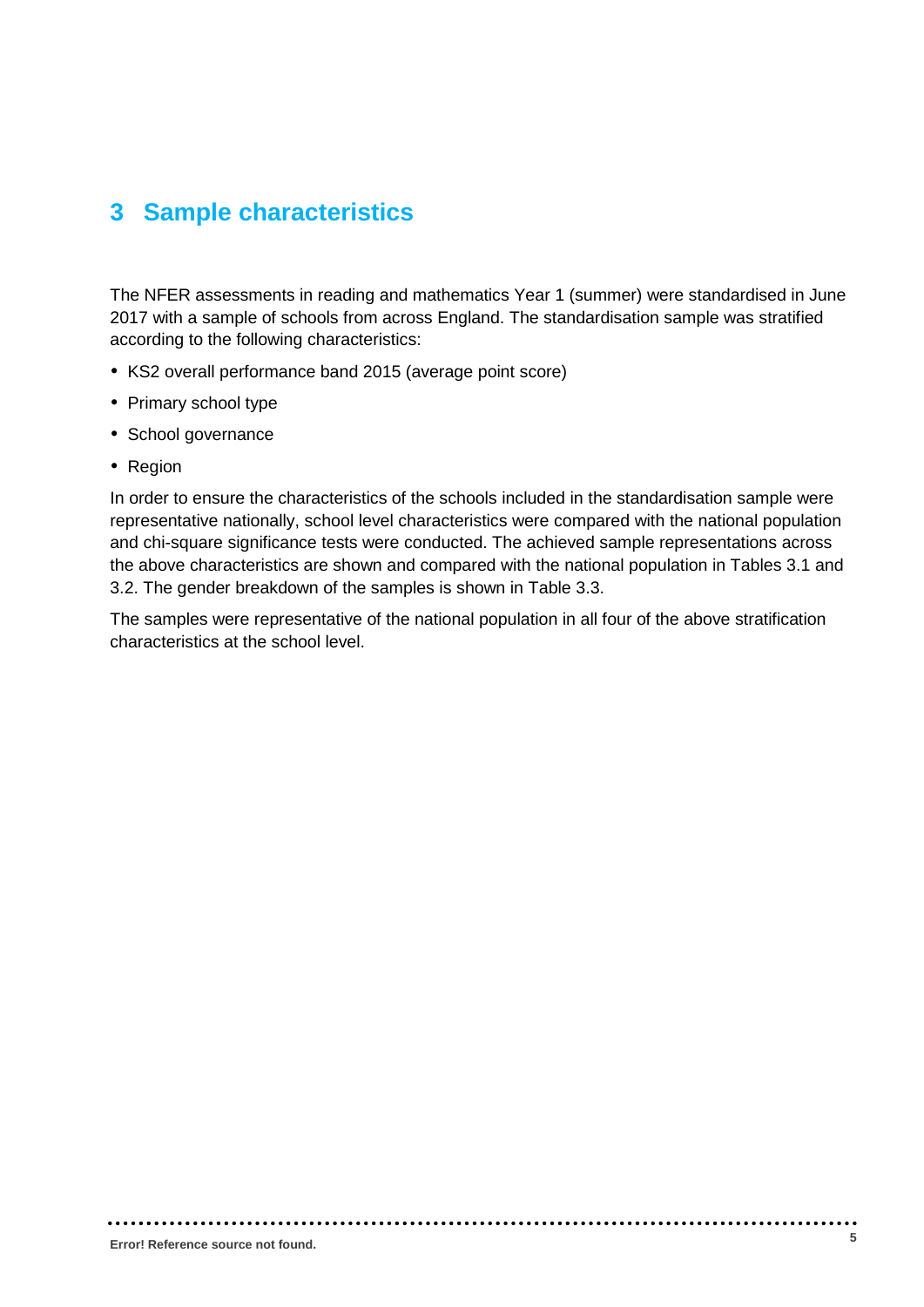# 3 Sample characteristics

The NFER assessments in reading and mathematics Year 1 (summer) were standardised in June 2017 with a sample of schools from across England. The standardisation sample was stratified according to the following characteristics:

- KS2 overall performance band 2015 (average point score)
- Primary school type
- School governance
- Region

In order to ensure the characteristics of the schools included in the standardisation sample were representative nationally, school level characteristics were compared with the national population and chi-square significance tests were conducted. The achieved sample representations across the above characteristics are shown and compared with the national population in Tables 3.1 and 3.2. The gender breakdown of the samples is shown in Table 3.3.

The samples were representative of the national population in all four of the above stratification characteristics at the school level.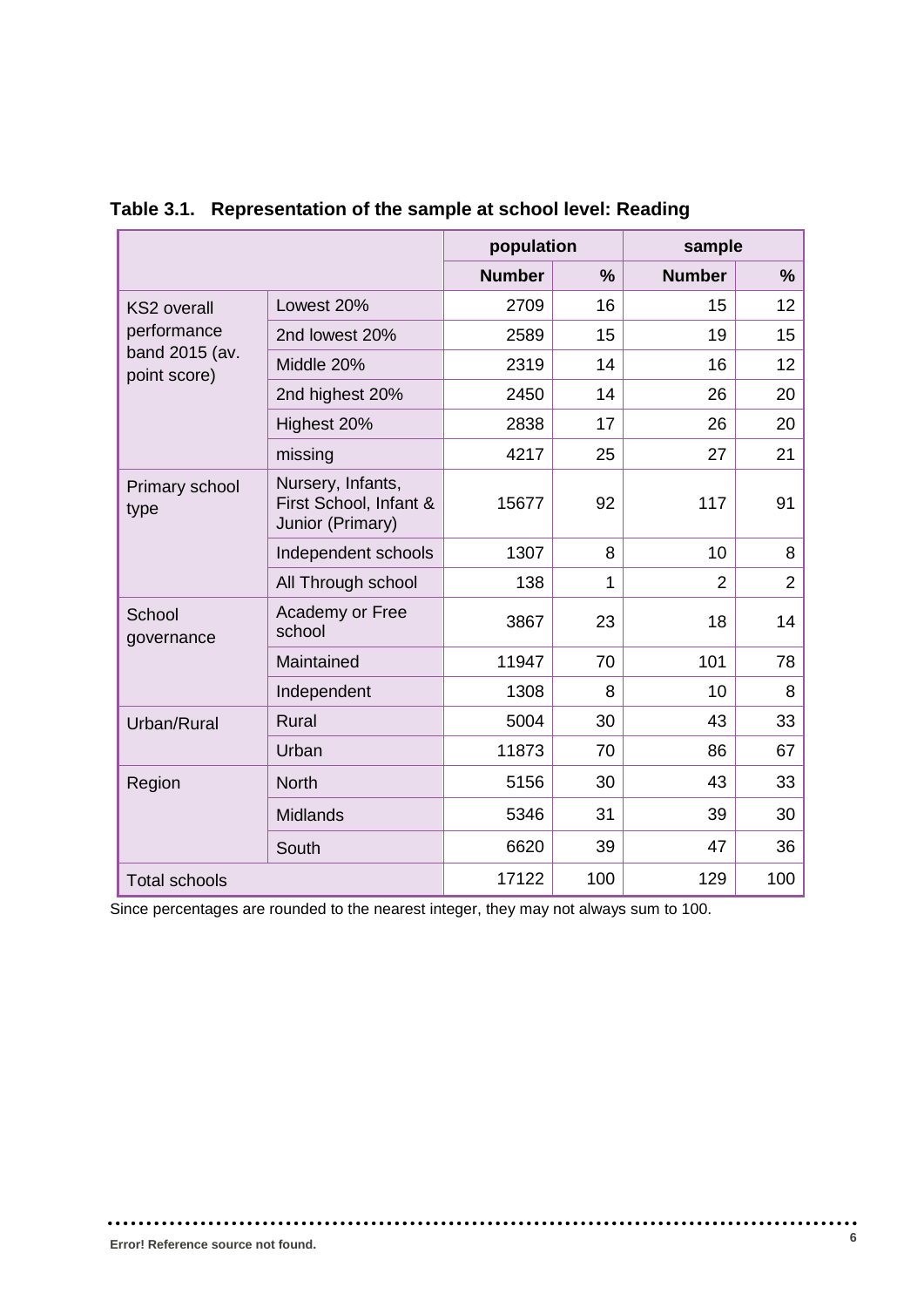**Table 3.1. Representation of the sample at school level: Reading**

| | | population | | sample | |
|---|---|---|---|---|---|
| | | **Number** | **%** | **Number** | **%** |
| KS2 overall performance band 2015 (av. point score) | Lowest 20% | 2709 | 16 | 15 | 12 |
| | 2nd lowest 20% | 2589 | 15 | 19 | 15 |
| | Middle 20% | 2319 | 14 | 16 | 12 |
| | 2nd highest 20% | 2450 | 14 | 26 | 20 |
| | Highest 20% | 2838 | 17 | 26 | 20 |
| | missing | 4217 | 25 | 27 | 21 |
| Primary school type | Nursery, Infants, First School, Infant & Junior (Primary) | 15677 | 92 | 117 | 91 |
| | Independent schools | 1307 | 8 | 10 | 8 |
| | All Through school | 138 | 1 | 2 | 2 |
| School governance | Academy or Free school | 3867 | 23 | 18 | 14 |
| | Maintained | 11947 | 70 | 101 | 78 |
| | Independent | 1308 | 8 | 10 | 8 |
| Urban/Rural | Rural | 5004 | 30 | 43 | 33 |
| | Urban | 11873 | 70 | 86 | 67 |
| Region | North | 5156 | 30 | 43 | 33 |
| | Midlands | 5346 | 31 | 39 | 30 |
| | South | 6620 | 39 | 47 | 36 |
| Total schools | | 17122 | 100 | 129 | 100 |

Since percentages are rounded to the nearest integer, they may not always sum to 100.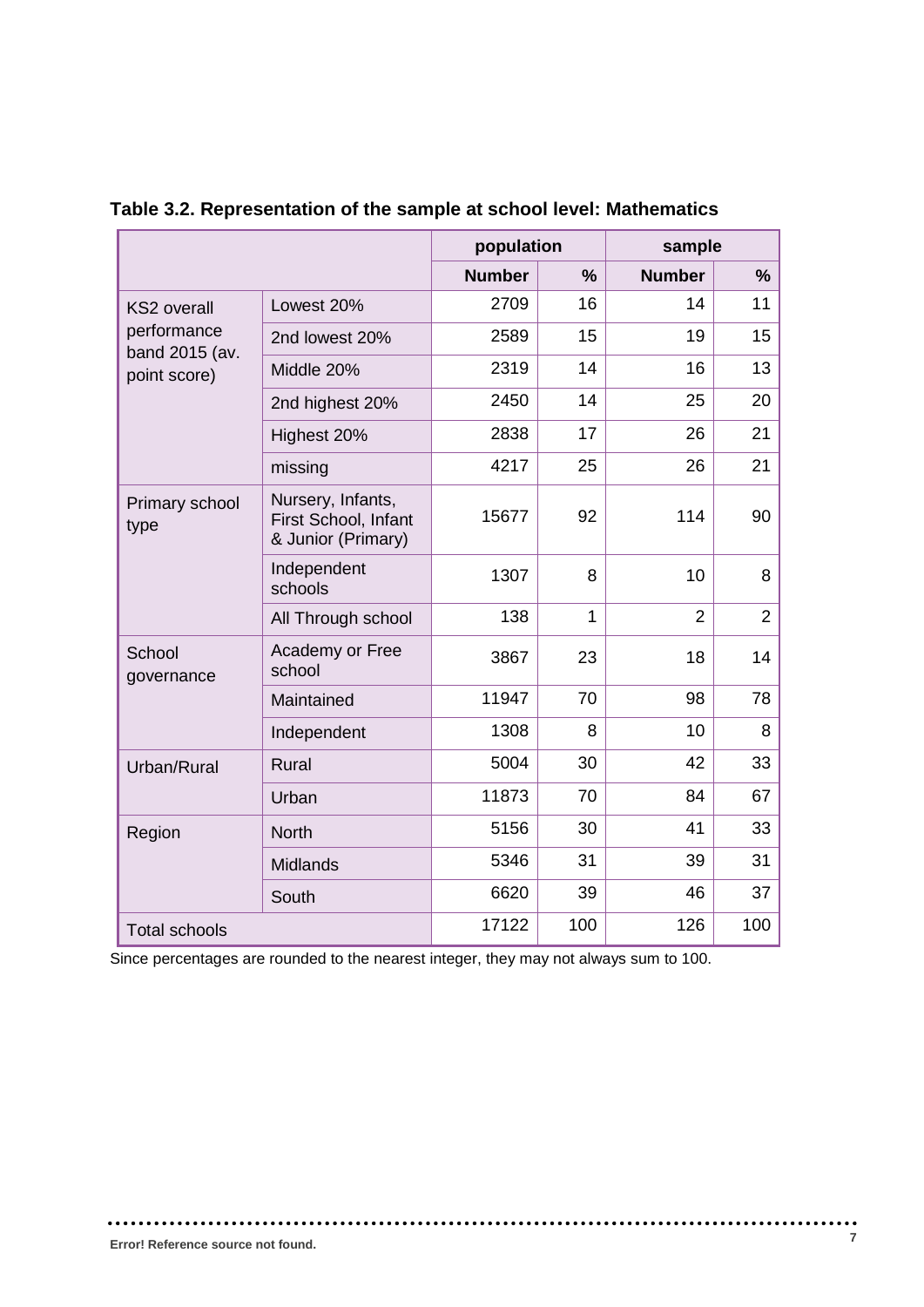**Table 3.2. Representation of the sample at school level: Mathematics**

| | | population | | sample | |
|---|---|---|---|---|---|
| | | **Number** | **%** | **Number** | **%** |
| KS2 overall performance band 2015 (av. point score) | Lowest 20% | 2709 | 16 | 14 | 11 |
| | 2nd lowest 20% | 2589 | 15 | 19 | 15 |
| | Middle 20% | 2319 | 14 | 16 | 13 |
| | 2nd highest 20% | 2450 | 14 | 25 | 20 |
| | Highest 20% | 2838 | 17 | 26 | 21 |
| | missing | 4217 | 25 | 26 | 21 |
| Primary school type | Nursery, Infants, First School, Infant & Junior (Primary) | 15677 | 92 | 114 | 90 |
| | Independent schools | 1307 | 8 | 10 | 8 |
| | All Through school | 138 | 1 | 2 | 2 |
| School governance | Academy or Free school | 3867 | 23 | 18 | 14 |
| | Maintained | 11947 | 70 | 98 | 78 |
| | Independent | 1308 | 8 | 10 | 8 |
| Urban/Rural | Rural | 5004 | 30 | 42 | 33 |
| | Urban | 11873 | 70 | 84 | 67 |
| Region | North | 5156 | 30 | 41 | 33 |
| | Midlands | 5346 | 31 | 39 | 31 |
| | South | 6620 | 39 | 46 | 37 |
| Total schools | | 17122 | 100 | 126 | 100 |

Since percentages are rounded to the nearest integer, they may not always sum to 100.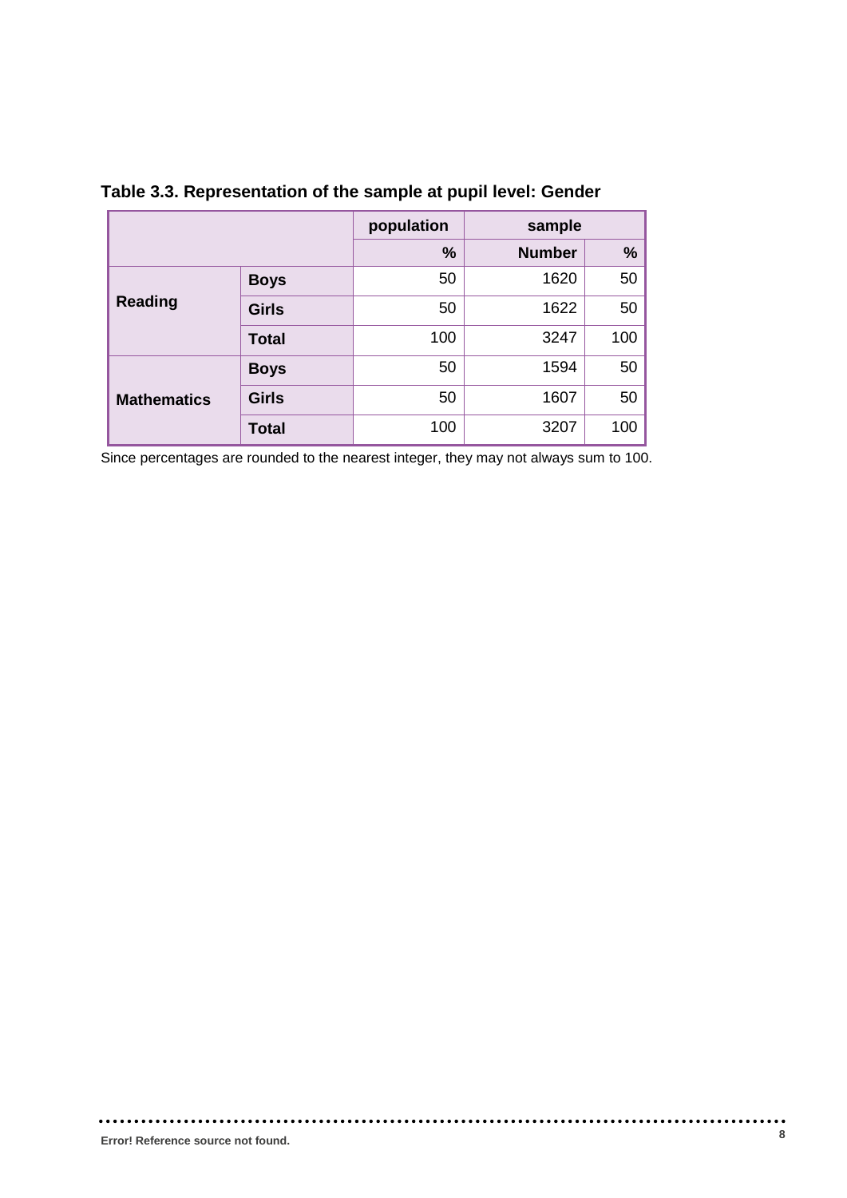**Table 3.3. Representation of the sample at pupil level: Gender**

| | | population | sample | |
|---|---|---|---|---|
| | | **%** | **Number** | **%** |
| **Reading** | **Boys** | 50 | 1620 | 50 |
| | **Girls** | 50 | 1622 | 50 |
| | **Total** | 100 | 3247 | 100 |
| **Mathematics** | **Boys** | 50 | 1594 | 50 |
| | **Girls** | 50 | 1607 | 50 |
| | **Total** | 100 | 3207 | 100 |

Since percentages are rounded to the nearest integer, they may not always sum to 100.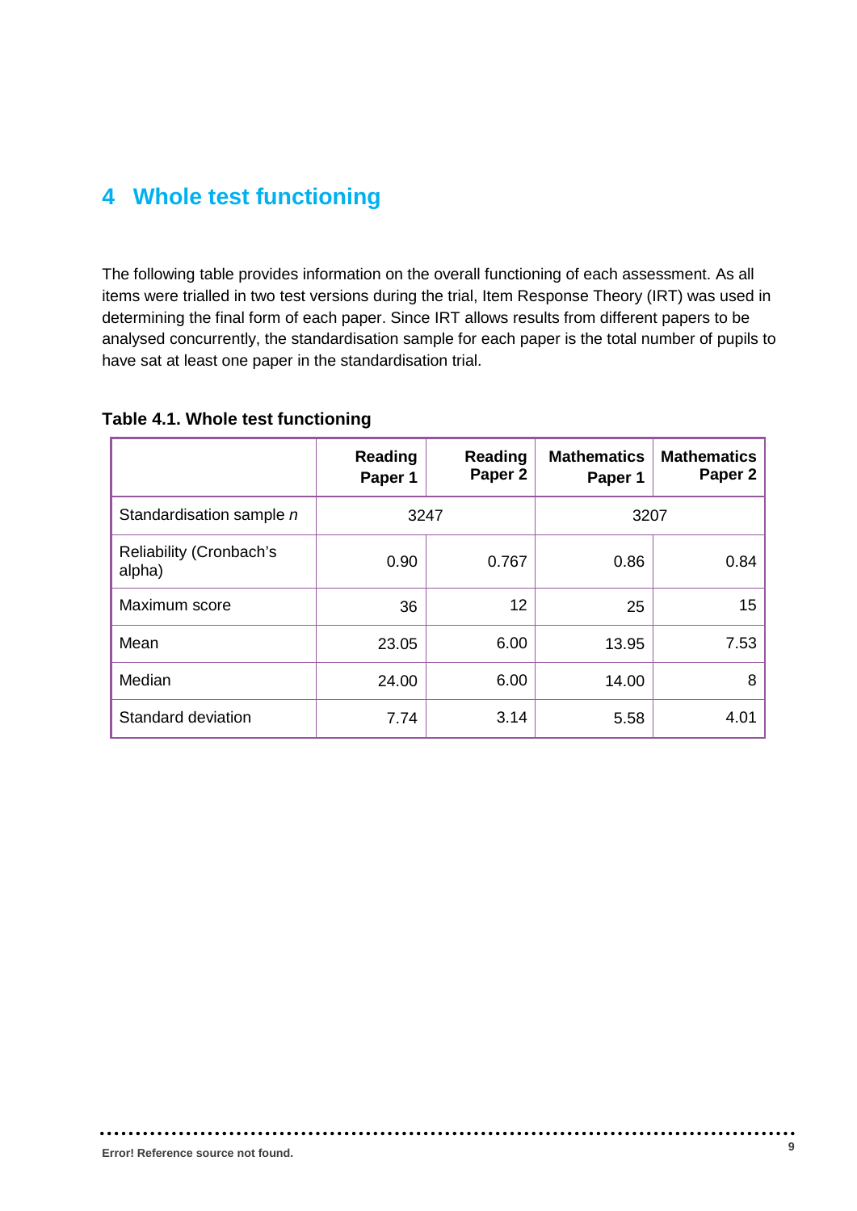# 4 Whole test functioning

The following table provides information on the overall functioning of each assessment. As all items were trialled in two test versions during the trial, Item Response Theory (IRT) was used in determining the final form of each paper. Since IRT allows results from different papers to be analysed concurrently, the standardisation sample for each paper is the total number of pupils to have sat at least one paper in the standardisation trial.

**Table 4.1. Whole test functioning**

| | Reading Paper 1 | Reading Paper 2 | Mathematics Paper 1 | Mathematics Paper 2 |
|---|---|---|---|---|
| Standardisation sample *n* | 3247 | | 3207 | |
| Reliability (Cronbach's alpha) | 0.90 | 0.767 | 0.86 | 0.84 |
| Maximum score | 36 | 12 | 25 | 15 |
| Mean | 23.05 | 6.00 | 13.95 | 7.53 |
| Median | 24.00 | 6.00 | 14.00 | 8 |
| Standard deviation | 7.74 | 3.14 | 5.58 | 4.01 |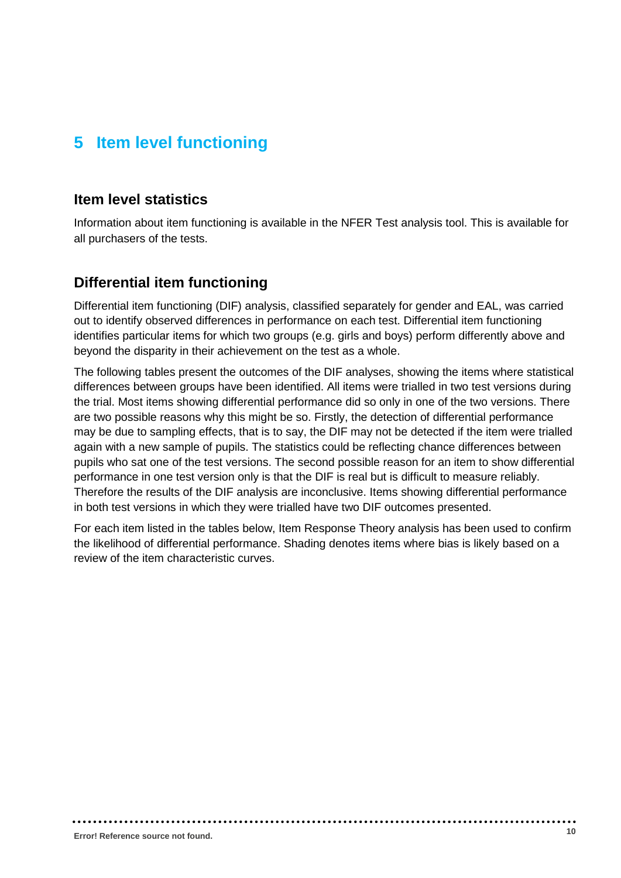# 5 Item level functioning

## Item level statistics

Information about item functioning is available in the NFER Test analysis tool. This is available for all purchasers of the tests.

## Differential item functioning

Differential item functioning (DIF) analysis, classified separately for gender and EAL, was carried out to identify observed differences in performance on each test. Differential item functioning identifies particular items for which two groups (e.g. girls and boys) perform differently above and beyond the disparity in their achievement on the test as a whole.

The following tables present the outcomes of the DIF analyses, showing the items where statistical differences between groups have been identified. All items were trialled in two test versions during the trial. Most items showing differential performance did so only in one of the two versions. There are two possible reasons why this might be so. Firstly, the detection of differential performance may be due to sampling effects, that is to say, the DIF may not be detected if the item were trialled again with a new sample of pupils. The statistics could be reflecting chance differences between pupils who sat one of the test versions. The second possible reason for an item to show differential performance in one test version only is that the DIF is real but is difficult to measure reliably. Therefore the results of the DIF analysis are inconclusive. Items showing differential performance in both test versions in which they were trialled have two DIF outcomes presented.

For each item listed in the tables below, Item Response Theory analysis has been used to confirm the likelihood of differential performance. Shading denotes items where bias is likely based on a review of the item characteristic curves.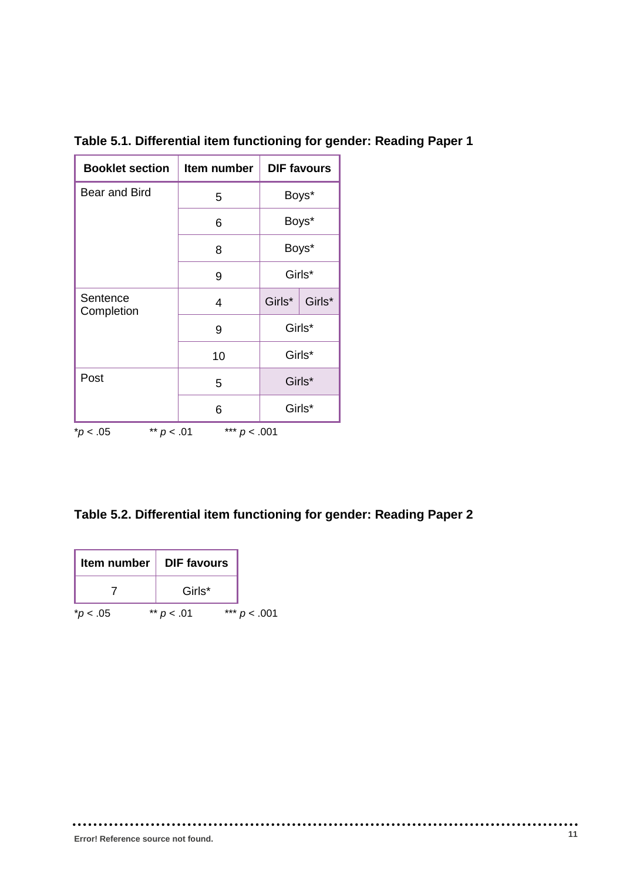**Table 5.1. Differential item functioning for gender: Reading Paper 1**

| Booklet section | Item number | DIF favours | |
|---|---|---|---|
| Bear and Bird | 5 | Boys* | |
| | 6 | Boys* | |
| | 8 | Boys* | |
| | 9 | Girls* | |
| Sentence Completion | 4 | Girls* | Girls* |
| | 9 | Girls* | |
| | 10 | Girls* | |
| Post | 5 | Girls* | |
| | 6 | Girls* | |

*$p < .05$ ** $p < .01$ *** $p < .001$

**Table 5.2. Differential item functioning for gender: Reading Paper 2**

| Item number | DIF favours |
|---|---|
| 7 | Girls* |

*$p < .05$ ** $p < .01$ *** $p < .001$

Error! Reference source not found.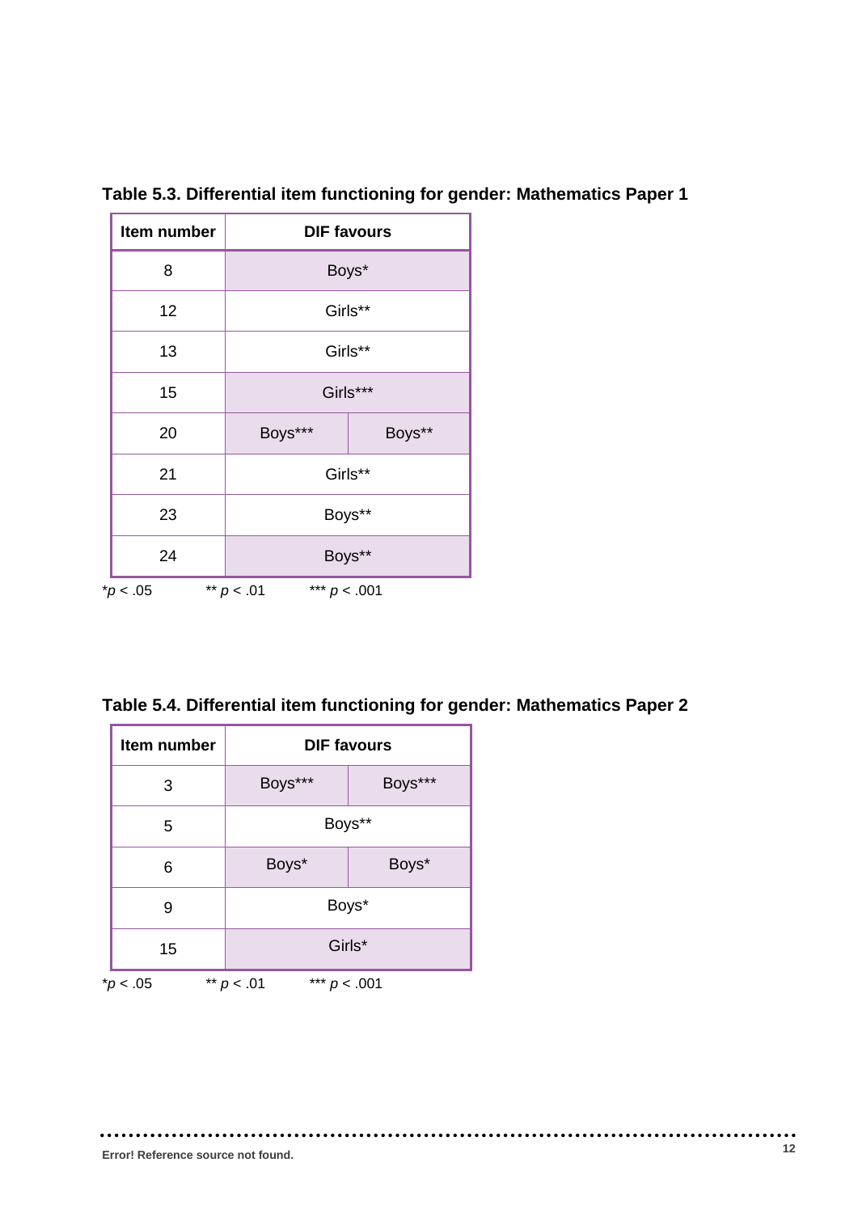**Table 5.3. Differential item functioning for gender: Mathematics Paper 1**

| Item number | DIF favours | |
|---|---|---|
| 8 | Boys* | |
| 12 | Girls** | |
| 13 | Girls** | |
| 15 | Girls*** | |
| 20 | Boys*** | Boys** |
| 21 | Girls** | |
| 23 | Boys** | |
| 24 | Boys** | |

**p* < .05 ** *p* < .01 *** *p* < .001

**Table 5.4. Differential item functioning for gender: Mathematics Paper 2**

| Item number | DIF favours | |
|---|---|---|
| 3 | Boys*** | Boys*** |
| 5 | Boys** | |
| 6 | Boys* | Boys* |
| 9 | Boys* | |
| 15 | Girls* | |

**p* < .05 ** *p* < .01 *** *p* < .001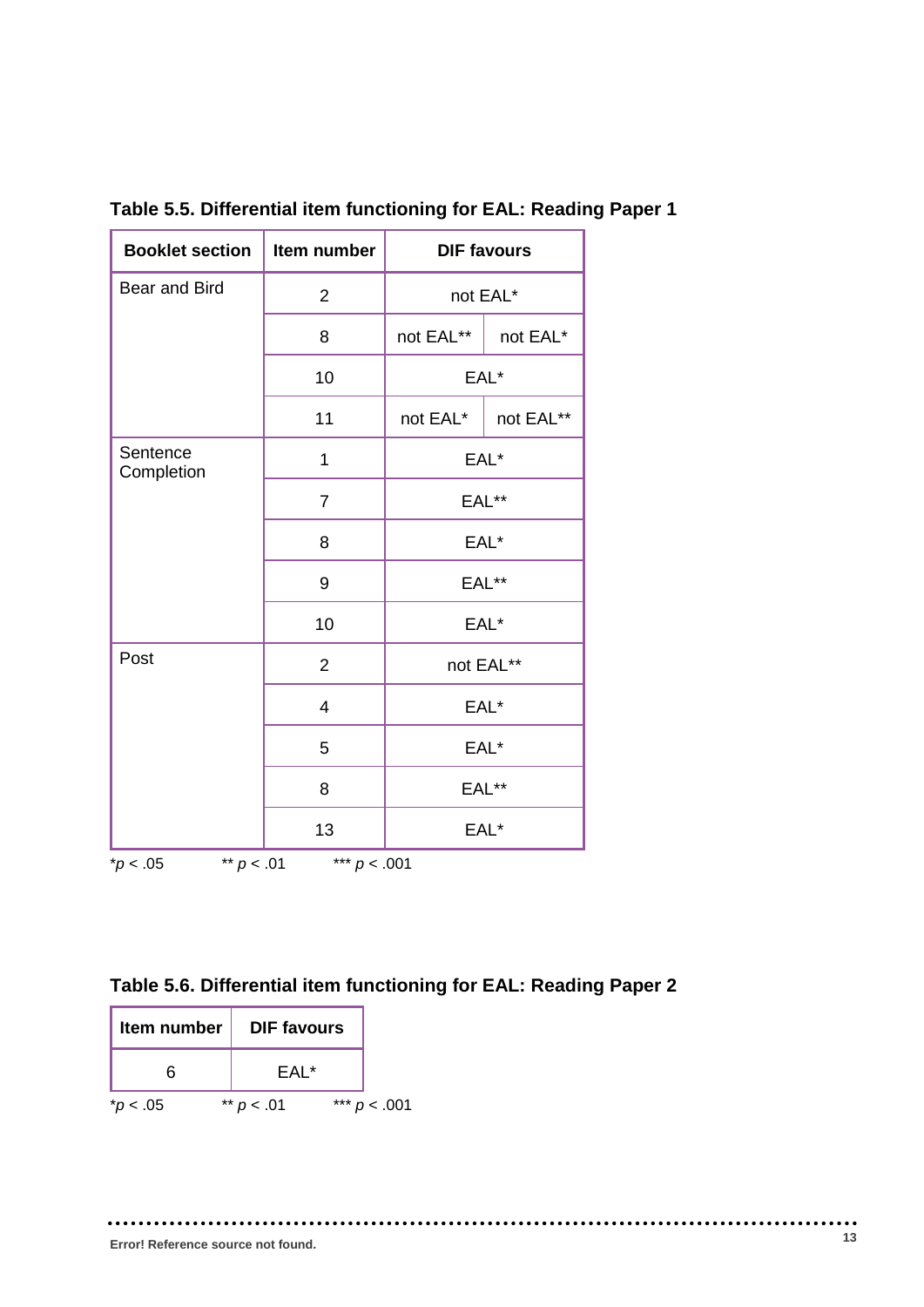**Table 5.5. Differential item functioning for EAL: Reading Paper 1**

| Booklet section | Item number | DIF favours | |
|---|---|---|---|
| Bear and Bird | 2 | not EAL* | |
| | 8 | not EAL** | not EAL* |
| | 10 | EAL* | |
| | 11 | not EAL* | not EAL** |
| Sentence Completion | 1 | EAL* | |
| | 7 | EAL** | |
| | 8 | EAL* | |
| | 9 | EAL** | |
| | 10 | EAL* | |
| Post | 2 | not EAL** | |
| | 4 | EAL* | |
| | 5 | EAL* | |
| | 8 | EAL** | |
| | 13 | EAL* | |

*$p < .05$ ** $p < .01$ *** $p < .001$

**Table 5.6. Differential item functioning for EAL: Reading Paper 2**

| Item number | DIF favours |
|---|---|
| 6 | EAL* |

*$p < .05$ ** $p < .01$ *** $p < .001$

**Error! Reference source not found.**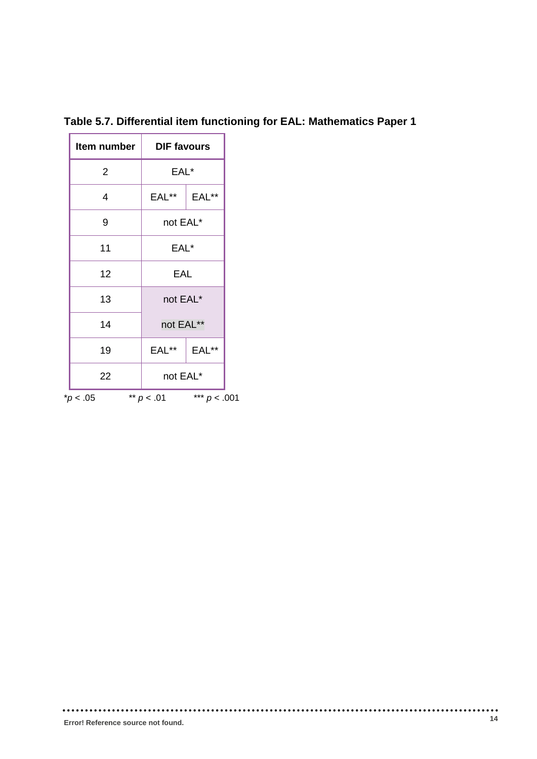**Table 5.7. Differential item functioning for EAL: Mathematics Paper 1**

| Item number | DIF favours | |
|---|---|---|
| 2 | EAL* | |
| 4 | EAL** | EAL** |
| 9 | not EAL* | |
| 11 | EAL* | |
| 12 | EAL | |
| 13 | not EAL* | |
| 14 | not EAL** | |
| 19 | EAL** | EAL** |
| 22 | not EAL* | |

*$p < .05$ &nbsp;&nbsp;&nbsp; ** $p < .01$ &nbsp;&nbsp;&nbsp; *** $p < .001$

Error! Reference source not found.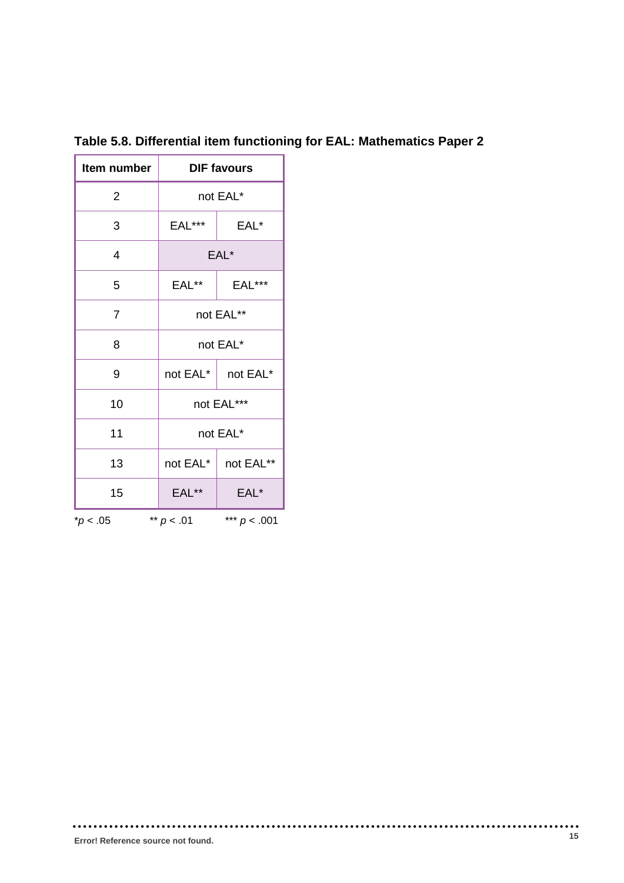**Table 5.8. Differential item functioning for EAL: Mathematics Paper 2**

| Item number | DIF favours | |
|---|---|---|
| 2 | not EAL* | |
| 3 | EAL*** | EAL* |
| 4 | EAL* | |
| 5 | EAL** | EAL*** |
| 7 | not EAL** | |
| 8 | not EAL* | |
| 9 | not EAL* | not EAL* |
| 10 | not EAL*** | |
| 11 | not EAL* | |
| 13 | not EAL* | not EAL** |
| 15 | EAL** | EAL* |

*$p < .05$ &nbsp;&nbsp;&nbsp; ** $p < .01$ &nbsp;&nbsp;&nbsp; *** $p < .001$

**Error! Reference source not found.**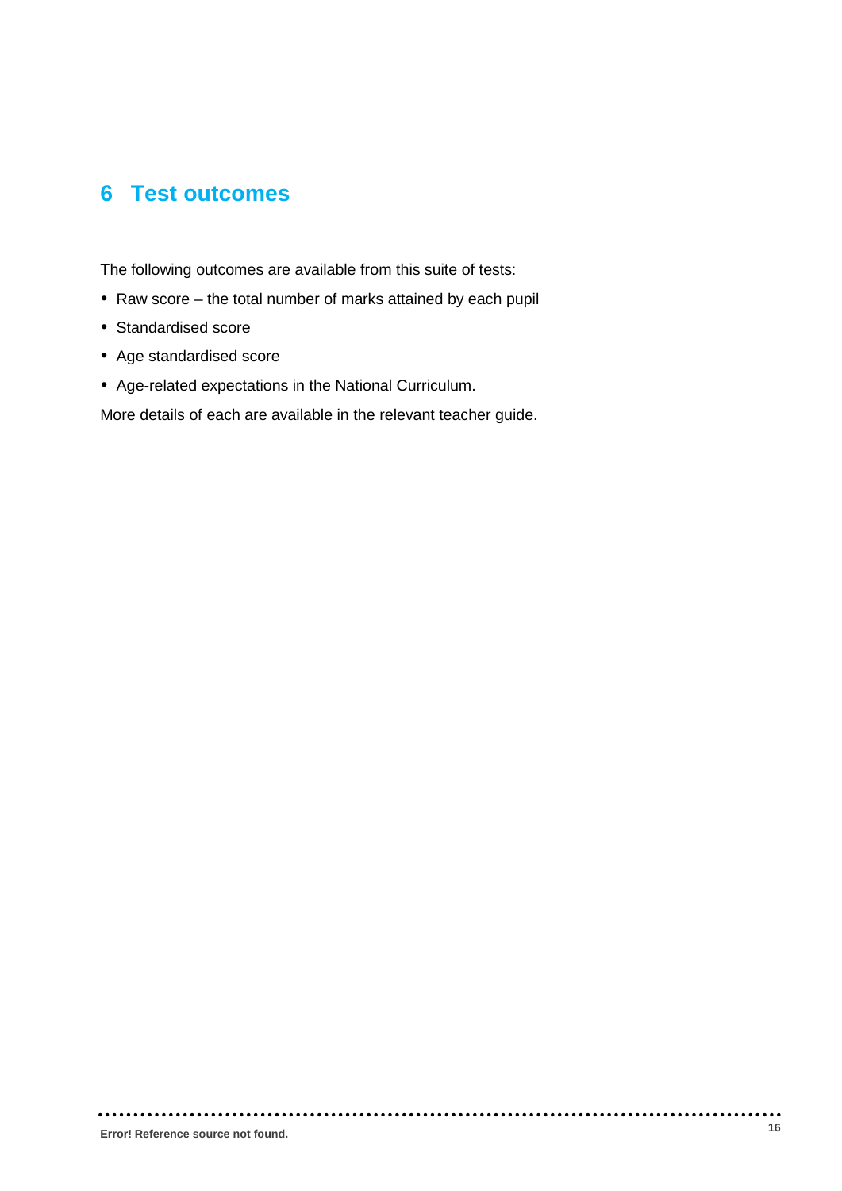# 6 Test outcomes

The following outcomes are available from this suite of tests:

- Raw score – the total number of marks attained by each pupil
- Standardised score
- Age standardised score
- Age-related expectations in the National Curriculum.

More details of each are available in the relevant teacher guide.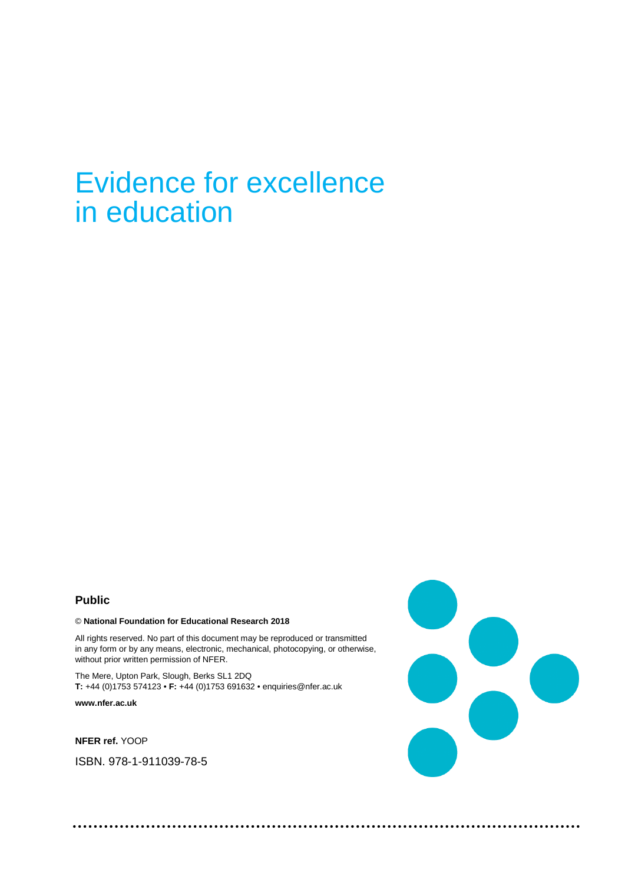# Evidence for excellence in education

**Public**

© **National Foundation for Educational Research 2018**

All rights reserved. No part of this document may be reproduced or transmitted in any form or by any means, electronic, mechanical, photocopying, or otherwise, without prior written permission of NFER.

The Mere, Upton Park, Slough, Berks SL1 2DQ
**T:** +44 (0)1753 574123 • **F:** +44 (0)1753 691632 • enquiries@nfer.ac.uk

**www.nfer.ac.uk**

**NFER ref.** YOOP

ISBN. 978-1-911039-78-5